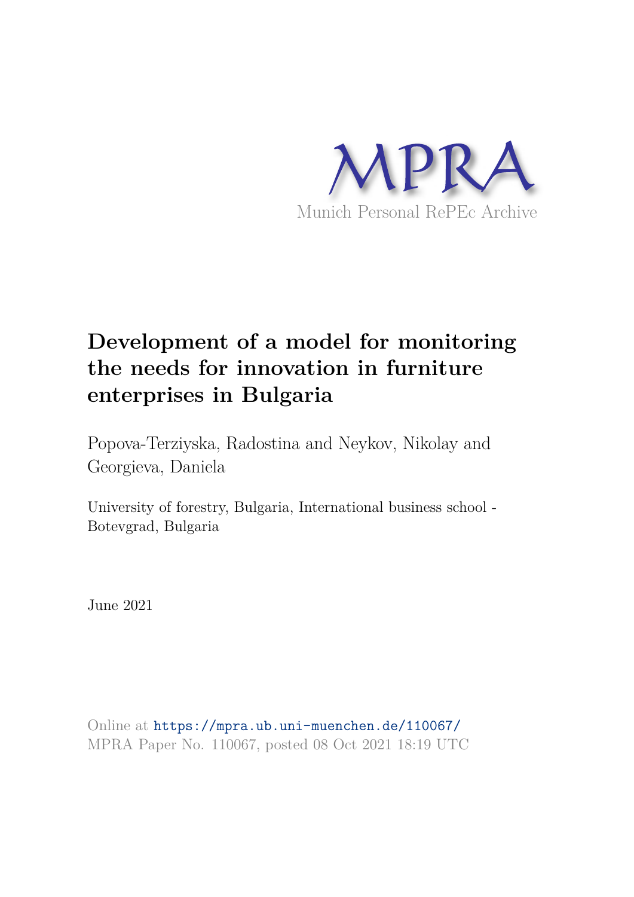MPRA

Munich Personal RePEc Archive

# Development of a model for monitoring the needs for innovation in furniture enterprises in Bulgaria

Popova-Terziyska, Radostina and Neykov, Nikolay and Georgieva, Daniela

University of forestry, Bulgaria, International business school - Botevgrad, Bulgaria

June 2021

Online at https://mpra.ub.uni-muenchen.de/110067/
MPRA Paper No. 110067, posted 08 Oct 2021 18:19 UTC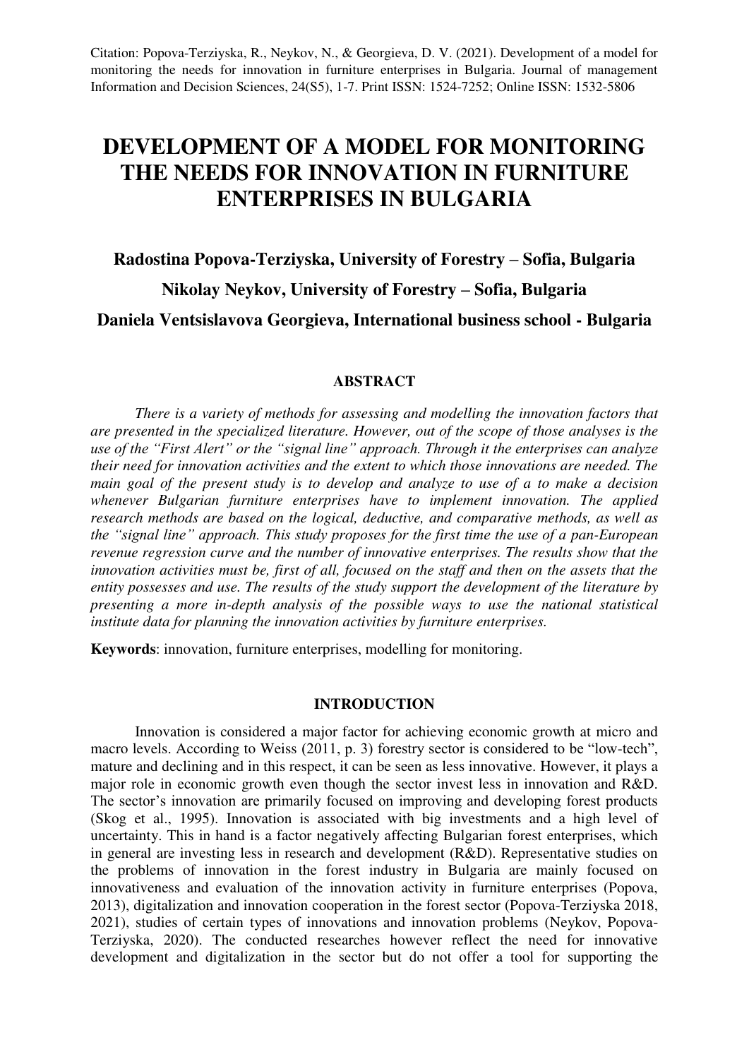Citation: Popova-Terziyska, R., Neykov, N., & Georgieva, D. V. (2021). Development of a model for monitoring the needs for innovation in furniture enterprises in Bulgaria. Journal of management Information and Decision Sciences, 24(S5), 1-7. Print ISSN: 1524-7252; Online ISSN: 1532-5806

# DEVELOPMENT OF A MODEL FOR MONITORING THE NEEDS FOR INNOVATION IN FURNITURE ENTERPRISES IN BULGARIA

**Radostina Popova-Terziyska, University of Forestry – Sofia, Bulgaria**

**Nikolay Neykov, University of Forestry – Sofia, Bulgaria**

**Daniela Ventsislavova Georgieva, International business school - Bulgaria**

## ABSTRACT

*There is a variety of methods for assessing and modelling the innovation factors that are presented in the specialized literature. However, out of the scope of those analyses is the use of the "First Alert" or the "signal line" approach. Through it the enterprises can analyze their need for innovation activities and the extent to which those innovations are needed. The main goal of the present study is to develop and analyze to use of a to make a decision whenever Bulgarian furniture enterprises have to implement innovation. The applied research methods are based on the logical, deductive, and comparative methods, as well as the "signal line" approach. This study proposes for the first time the use of a pan-European revenue regression curve and the number of innovative enterprises. The results show that the innovation activities must be, first of all, focused on the staff and then on the assets that the entity possesses and use. The results of the study support the development of the literature by presenting a more in-depth analysis of the possible ways to use the national statistical institute data for planning the innovation activities by furniture enterprises.*

**Keywords**: innovation, furniture enterprises, modelling for monitoring.

## INTRODUCTION

Innovation is considered a major factor for achieving economic growth at micro and macro levels. According to Weiss (2011, p. 3) forestry sector is considered to be "low-tech", mature and declining and in this respect, it can be seen as less innovative. However, it plays a major role in economic growth even though the sector invest less in innovation and R&D. The sector's innovation are primarily focused on improving and developing forest products (Skog et al., 1995). Innovation is associated with big investments and a high level of uncertainty. This in hand is a factor negatively affecting Bulgarian forest enterprises, which in general are investing less in research and development (R&D). Representative studies on the problems of innovation in the forest industry in Bulgaria are mainly focused on innovativeness and evaluation of the innovation activity in furniture enterprises (Popova, 2013), digitalization and innovation cooperation in the forest sector (Popova-Terziyska 2018, 2021), studies of certain types of innovations and innovation problems (Neykov, Popova-Terziyska, 2020). The conducted researches however reflect the need for innovative development and digitalization in the sector but do not offer a tool for supporting the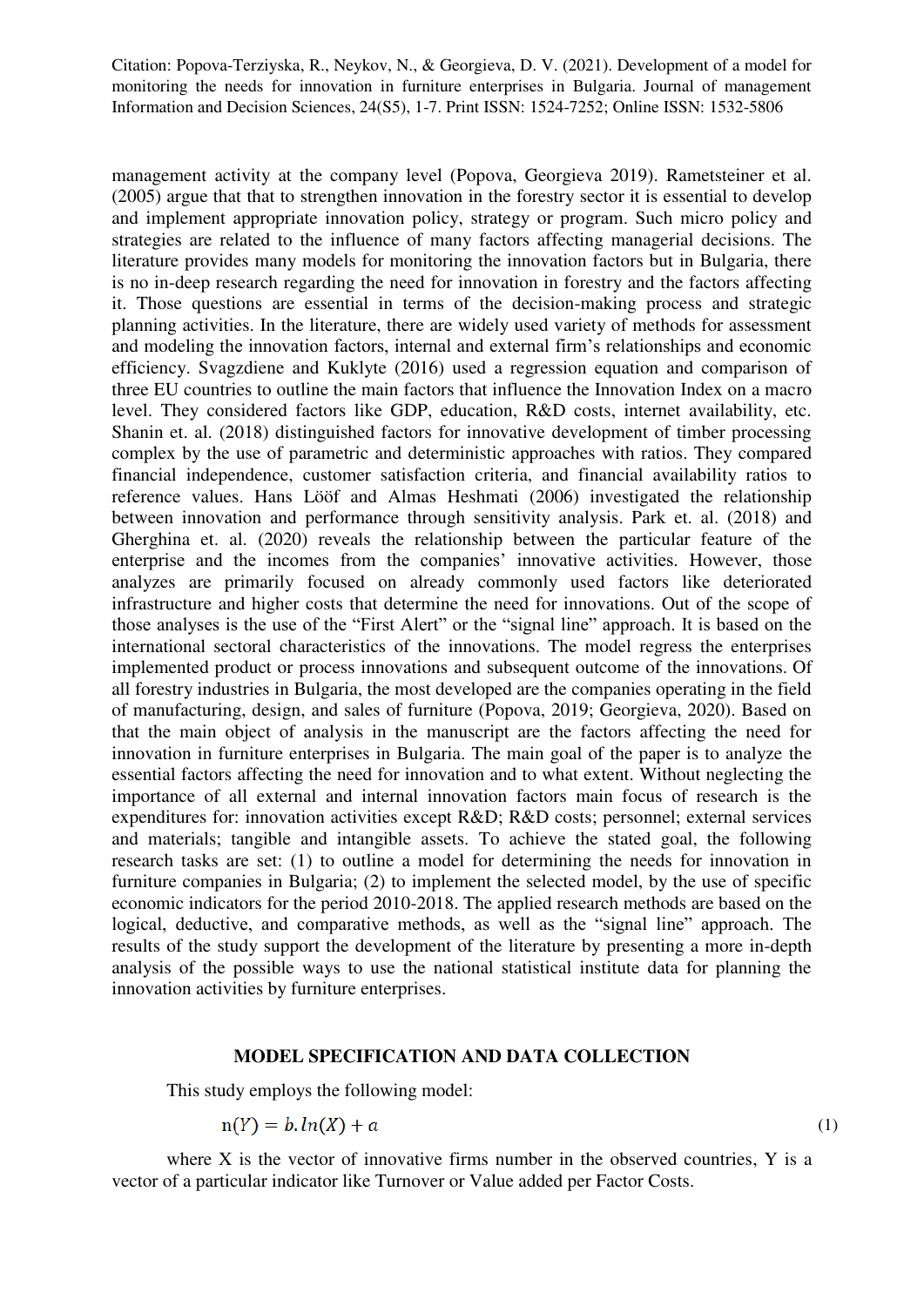management activity at the company level (Popova, Georgieva 2019). Rametsteiner et al. (2005) argue that that to strengthen innovation in the forestry sector it is essential to develop and implement appropriate innovation policy, strategy or program. Such micro policy and strategies are related to the influence of many factors affecting managerial decisions. The literature provides many models for monitoring the innovation factors but in Bulgaria, there is no in-deep research regarding the need for innovation in forestry and the factors affecting it. Those questions are essential in terms of the decision-making process and strategic planning activities. In the literature, there are widely used variety of methods for assessment and modeling the innovation factors, internal and external firm's relationships and economic efficiency. Svagzdiene and Kuklyte (2016) used a regression equation and comparison of three EU countries to outline the main factors that influence the Innovation Index on a macro level. They considered factors like GDP, education, R&D costs, internet availability, etc. Shanin et. al. (2018) distinguished factors for innovative development of timber processing complex by the use of parametric and deterministic approaches with ratios. They compared financial independence, customer satisfaction criteria, and financial availability ratios to reference values. Hans Lööf and Almas Heshmati (2006) investigated the relationship between innovation and performance through sensitivity analysis. Park et. al. (2018) and Gherghina et. al. (2020) reveals the relationship between the particular feature of the enterprise and the incomes from the companies' innovative activities. However, those analyzes are primarily focused on already commonly used factors like deteriorated infrastructure and higher costs that determine the need for innovations. Out of the scope of those analyses is the use of the "First Alert" or the "signal line" approach. It is based on the international sectoral characteristics of the innovations. The model regress the enterprises implemented product or process innovations and subsequent outcome of the innovations. Of all forestry industries in Bulgaria, the most developed are the companies operating in the field of manufacturing, design, and sales of furniture (Popova, 2019; Georgieva, 2020). Based on that the main object of analysis in the manuscript are the factors affecting the need for innovation in furniture enterprises in Bulgaria. The main goal of the paper is to analyze the essential factors affecting the need for innovation and to what extent. Without neglecting the importance of all external and internal innovation factors main focus of research is the expenditures for: innovation activities except R&D; R&D costs; personnel; external services and materials; tangible and intangible assets. To achieve the stated goal, the following research tasks are set: (1) to outline a model for determining the needs for innovation in furniture companies in Bulgaria; (2) to implement the selected model, by the use of specific economic indicators for the period 2010-2018. The applied research methods are based on the logical, deductive, and comparative methods, as well as the "signal line" approach. The results of the study support the development of the literature by presenting a more in-depth analysis of the possible ways to use the national statistical institute data for planning the innovation activities by furniture enterprises.

## MODEL SPECIFICATION AND DATA COLLECTION

This study employs the following model:

$$\mathrm{n}(Y) = b.ln(X) + a \tag{1}$$

where X is the vector of innovative firms number in the observed countries, Y is a vector of a particular indicator like Turnover or Value added per Factor Costs.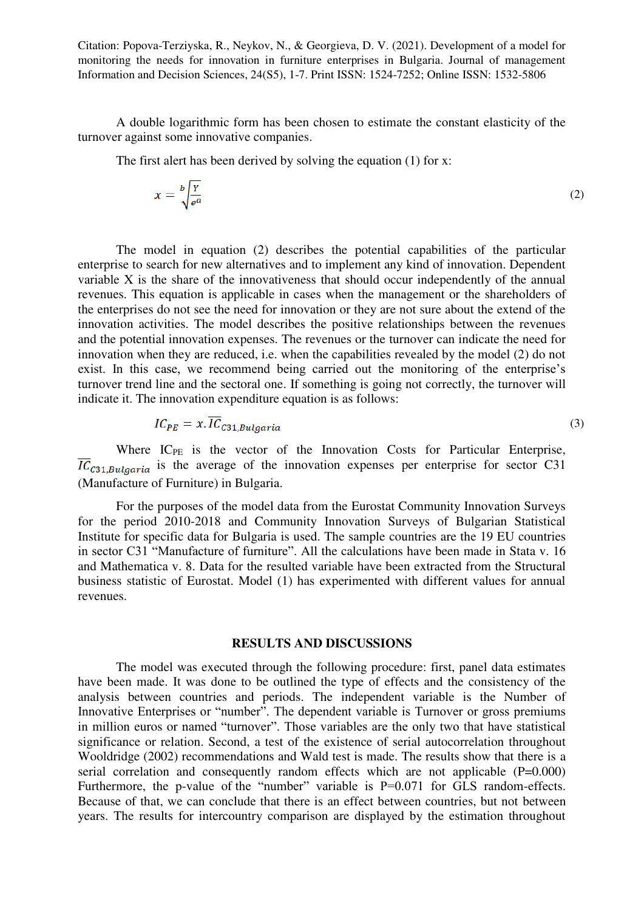A double logarithmic form has been chosen to estimate the constant elasticity of the turnover against some innovative companies.

The first alert has been derived by solving the equation (1) for x:

$$x = \sqrt[b]{\frac{Y}{e^{a}}} \tag{2}$$

The model in equation (2) describes the potential capabilities of the particular enterprise to search for new alternatives and to implement any kind of innovation. Dependent variable X is the share of the innovativeness that should occur independently of the annual revenues. This equation is applicable in cases when the management or the shareholders of the enterprises do not see the need for innovation or they are not sure about the extend of the innovation activities. The model describes the positive relationships between the revenues and the potential innovation expenses. The revenues or the turnover can indicate the need for innovation when they are reduced, i.e. when the capabilities revealed by the model (2) do not exist. In this case, we recommend being carried out the monitoring of the enterprise's turnover trend line and the sectoral one. If something is going not correctly, the turnover will indicate it. The innovation expenditure equation is as follows:

$$IC_{PE} = x.\overline{IC}_{C31,Bulgaria} \tag{3}$$

Where $IC_{PE}$ is the vector of the Innovation Costs for Particular Enterprise, $\overline{IC}_{C31,Bulgaria}$ is the average of the innovation expenses per enterprise for sector C31 (Manufacture of Furniture) in Bulgaria.

For the purposes of the model data from the Eurostat Community Innovation Surveys for the period 2010-2018 and Community Innovation Surveys of Bulgarian Statistical Institute for specific data for Bulgaria is used. The sample countries are the 19 EU countries in sector C31 "Manufacture of furniture". All the calculations have been made in Stata v. 16 and Mathematica v. 8. Data for the resulted variable have been extracted from the Structural business statistic of Eurostat. Model (1) has experimented with different values for annual revenues.

## RESULTS AND DISCUSSIONS

The model was executed through the following procedure: first, panel data estimates have been made. It was done to be outlined the type of effects and the consistency of the analysis between countries and periods. The independent variable is the Number of Innovative Enterprises or "number". The dependent variable is Turnover or gross premiums in million euros or named "turnover". Those variables are the only two that have statistical significance or relation. Second, a test of the existence of serial autocorrelation throughout Wooldridge (2002) recommendations and Wald test is made. The results show that there is a serial correlation and consequently random effects which are not applicable (P=0.000) Furthermore, the p-value of the "number" variable is P=0.071 for GLS random-effects. Because of that, we can conclude that there is an effect between countries, but not between years. The results for intercountry comparison are displayed by the estimation throughout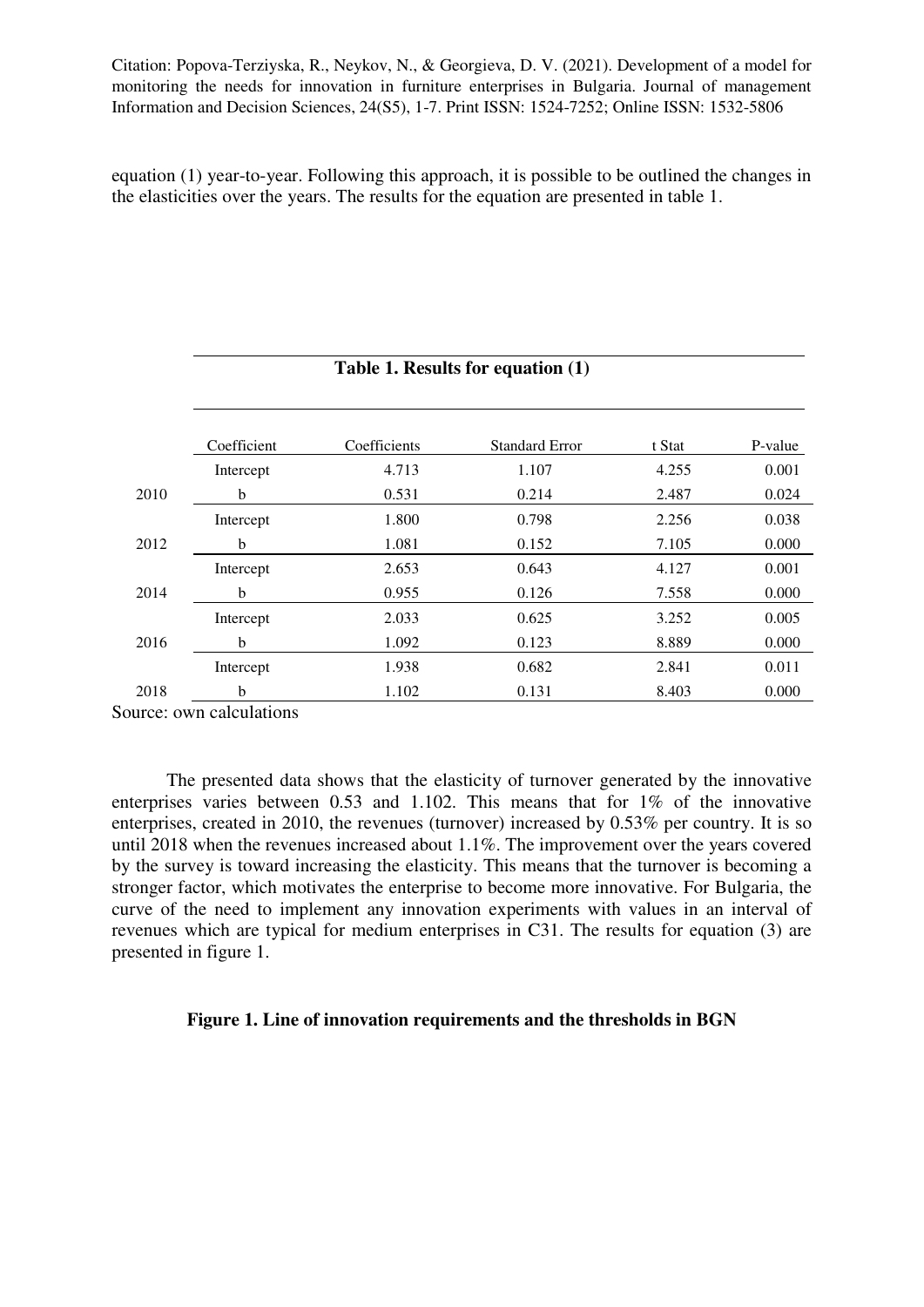equation (1) year-to-year. Following this approach, it is possible to be outlined the changes in the elasticities over the years. The results for the equation are presented in table 1.

**Table 1. Results for equation (1)**

| | Coefficient | Coefficients | Standard Error | t Stat | P-value |
|---|---|---|---|---|---|
| | Intercept | 4.713 | 1.107 | 4.255 | 0.001 |
| 2010 | b | 0.531 | 0.214 | 2.487 | 0.024 |
| | Intercept | 1.800 | 0.798 | 2.256 | 0.038 |
| 2012 | b | 1.081 | 0.152 | 7.105 | 0.000 |
| | Intercept | 2.653 | 0.643 | 4.127 | 0.001 |
| 2014 | b | 0.955 | 0.126 | 7.558 | 0.000 |
| | Intercept | 2.033 | 0.625 | 3.252 | 0.005 |
| 2016 | b | 1.092 | 0.123 | 8.889 | 0.000 |
| | Intercept | 1.938 | 0.682 | 2.841 | 0.011 |
| 2018 | b | 1.102 | 0.131 | 8.403 | 0.000 |

Source: own calculations

The presented data shows that the elasticity of turnover generated by the innovative enterprises varies between 0.53 and 1.102. This means that for 1% of the innovative enterprises, created in 2010, the revenues (turnover) increased by 0.53% per country. It is so until 2018 when the revenues increased about 1.1%. The improvement over the years covered by the survey is toward increasing the elasticity. This means that the turnover is becoming a stronger factor, which motivates the enterprise to become more innovative. For Bulgaria, the curve of the need to implement any innovation experiments with values in an interval of revenues which are typical for medium enterprises in C31. The results for equation (3) are presented in figure 1.

**Figure 1. Line of innovation requirements and the thresholds in BGN**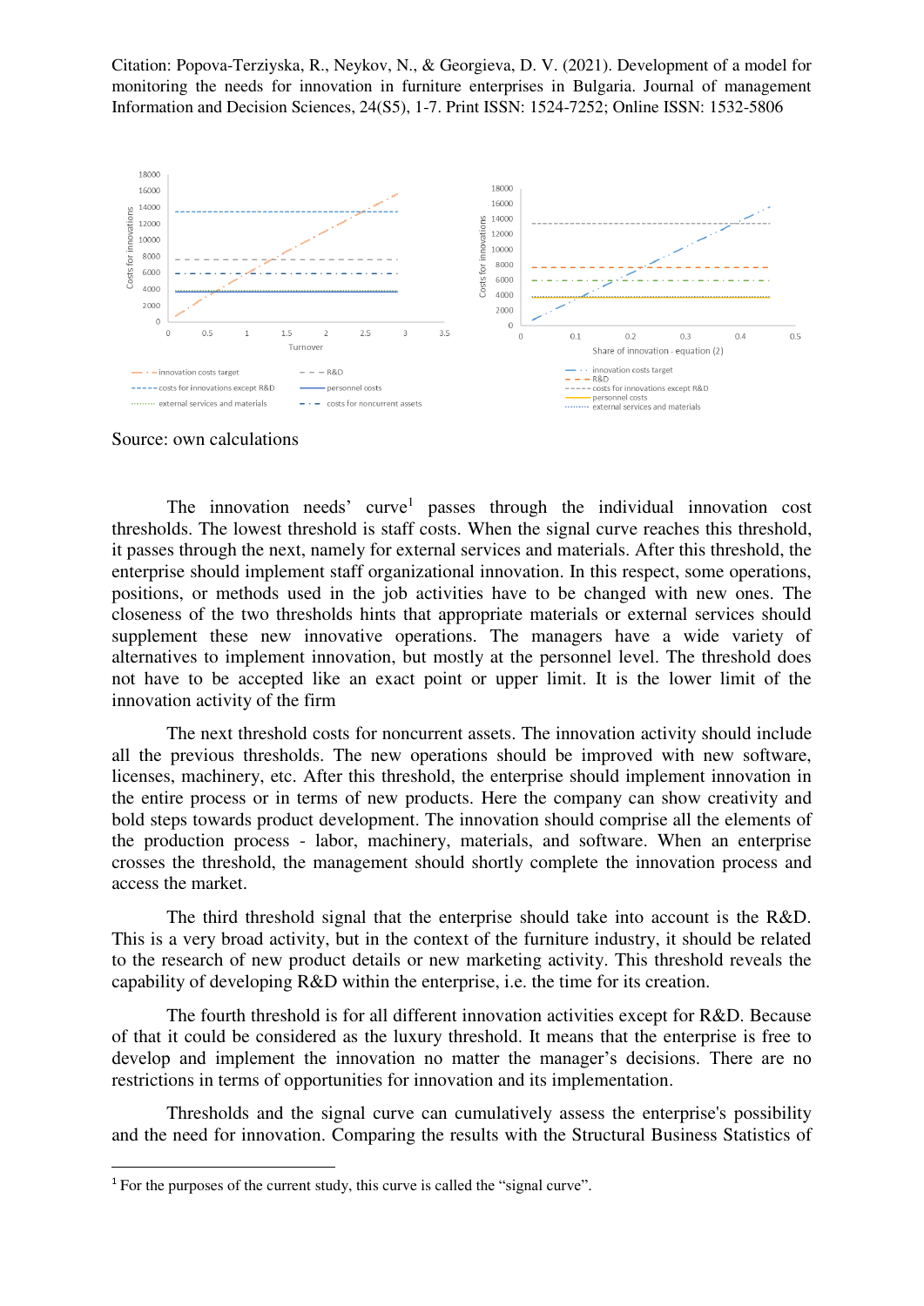Source: own calculations

The innovation needs' curve[1] passes through the individual innovation cost thresholds. The lowest threshold is staff costs. When the signal curve reaches this threshold, it passes through the next, namely for external services and materials. After this threshold, the enterprise should implement staff organizational innovation. In this respect, some operations, positions, or methods used in the job activities have to be changed with new ones. The closeness of the two thresholds hints that appropriate materials or external services should supplement these new innovative operations. The managers have a wide variety of alternatives to implement innovation, but mostly at the personnel level. The threshold does not have to be accepted like an exact point or upper limit. It is the lower limit of the innovation activity of the firm

The next threshold costs for noncurrent assets. The innovation activity should include all the previous thresholds. The new operations should be improved with new software, licenses, machinery, etc. After this threshold, the enterprise should implement innovation in the entire process or in terms of new products. Here the company can show creativity and bold steps towards product development. The innovation should comprise all the elements of the production process - labor, machinery, materials, and software. When an enterprise crosses the threshold, the management should shortly complete the innovation process and access the market.

The third threshold signal that the enterprise should take into account is the R&D. This is a very broad activity, but in the context of the furniture industry, it should be related to the research of new product details or new marketing activity. This threshold reveals the capability of developing R&D within the enterprise, i.e. the time for its creation.

The fourth threshold is for all different innovation activities except for R&D. Because of that it could be considered as the luxury threshold. It means that the enterprise is free to develop and implement the innovation no matter the manager's decisions. There are no restrictions in terms of opportunities for innovation and its implementation.

Thresholds and the signal curve can cumulatively assess the enterprise's possibility and the need for innovation. Comparing the results with the Structural Business Statistics of

[1] For the purposes of the current study, this curve is called the "signal curve".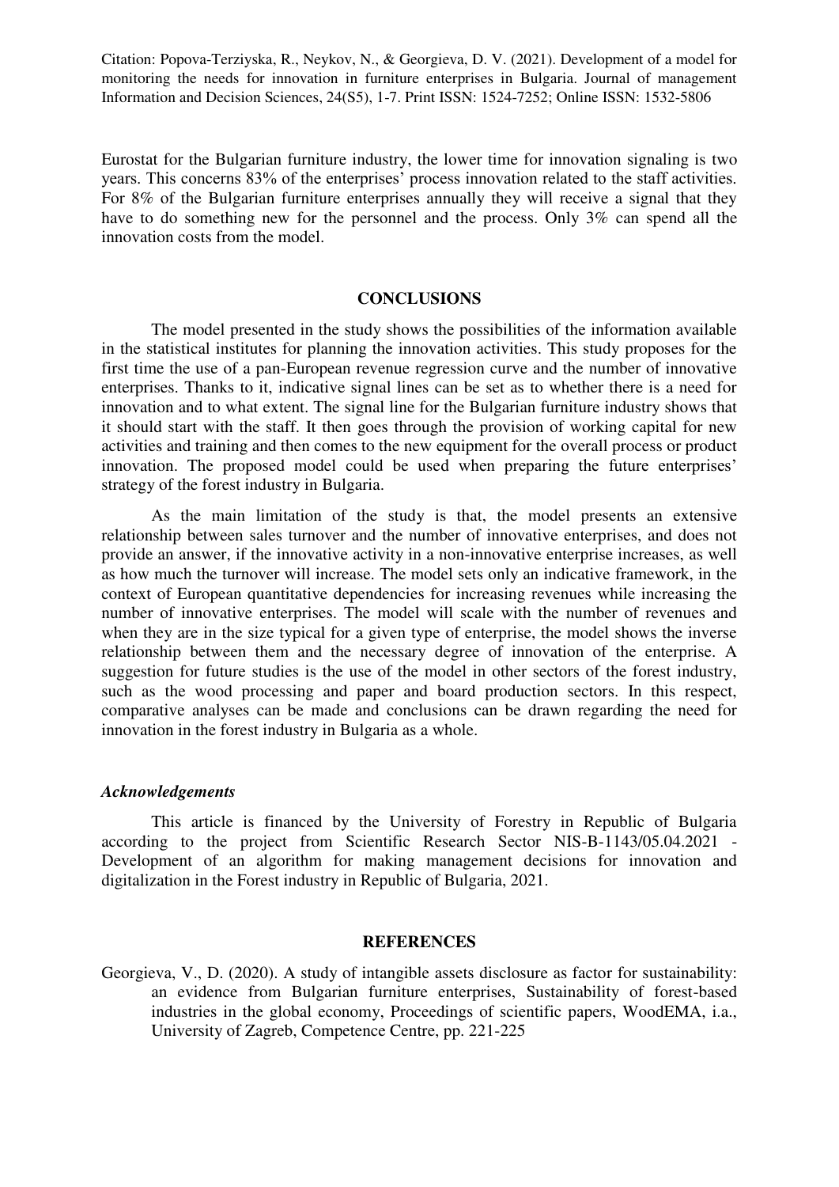Eurostat for the Bulgarian furniture industry, the lower time for innovation signaling is two years. This concerns 83% of the enterprises' process innovation related to the staff activities. For 8% of the Bulgarian furniture enterprises annually they will receive a signal that they have to do something new for the personnel and the process. Only 3% can spend all the innovation costs from the model.

## CONCLUSIONS

The model presented in the study shows the possibilities of the information available in the statistical institutes for planning the innovation activities. This study proposes for the first time the use of a pan-European revenue regression curve and the number of innovative enterprises. Thanks to it, indicative signal lines can be set as to whether there is a need for innovation and to what extent. The signal line for the Bulgarian furniture industry shows that it should start with the staff. It then goes through the provision of working capital for new activities and training and then comes to the new equipment for the overall process or product innovation. The proposed model could be used when preparing the future enterprises' strategy of the forest industry in Bulgaria.

As the main limitation of the study is that, the model presents an extensive relationship between sales turnover and the number of innovative enterprises, and does not provide an answer, if the innovative activity in a non-innovative enterprise increases, as well as how much the turnover will increase. The model sets only an indicative framework, in the context of European quantitative dependencies for increasing revenues while increasing the number of innovative enterprises. The model will scale with the number of revenues and when they are in the size typical for a given type of enterprise, the model shows the inverse relationship between them and the necessary degree of innovation of the enterprise. A suggestion for future studies is the use of the model in other sectors of the forest industry, such as the wood processing and paper and board production sectors. In this respect, comparative analyses can be made and conclusions can be drawn regarding the need for innovation in the forest industry in Bulgaria as a whole.

### *Acknowledgements*

This article is financed by the University of Forestry in Republic of Bulgaria according to the project from Scientific Research Sector NIS-B-1143/05.04.2021 - Development of an algorithm for making management decisions for innovation and digitalization in the Forest industry in Republic of Bulgaria, 2021.

## REFERENCES

Georgieva, V., D. (2020). A study of intangible assets disclosure as factor for sustainability: an evidence from Bulgarian furniture enterprises, Sustainability of forest-based industries in the global economy, Proceedings of scientific papers, WoodEMA, i.a., University of Zagreb, Competence Centre, pp. 221-225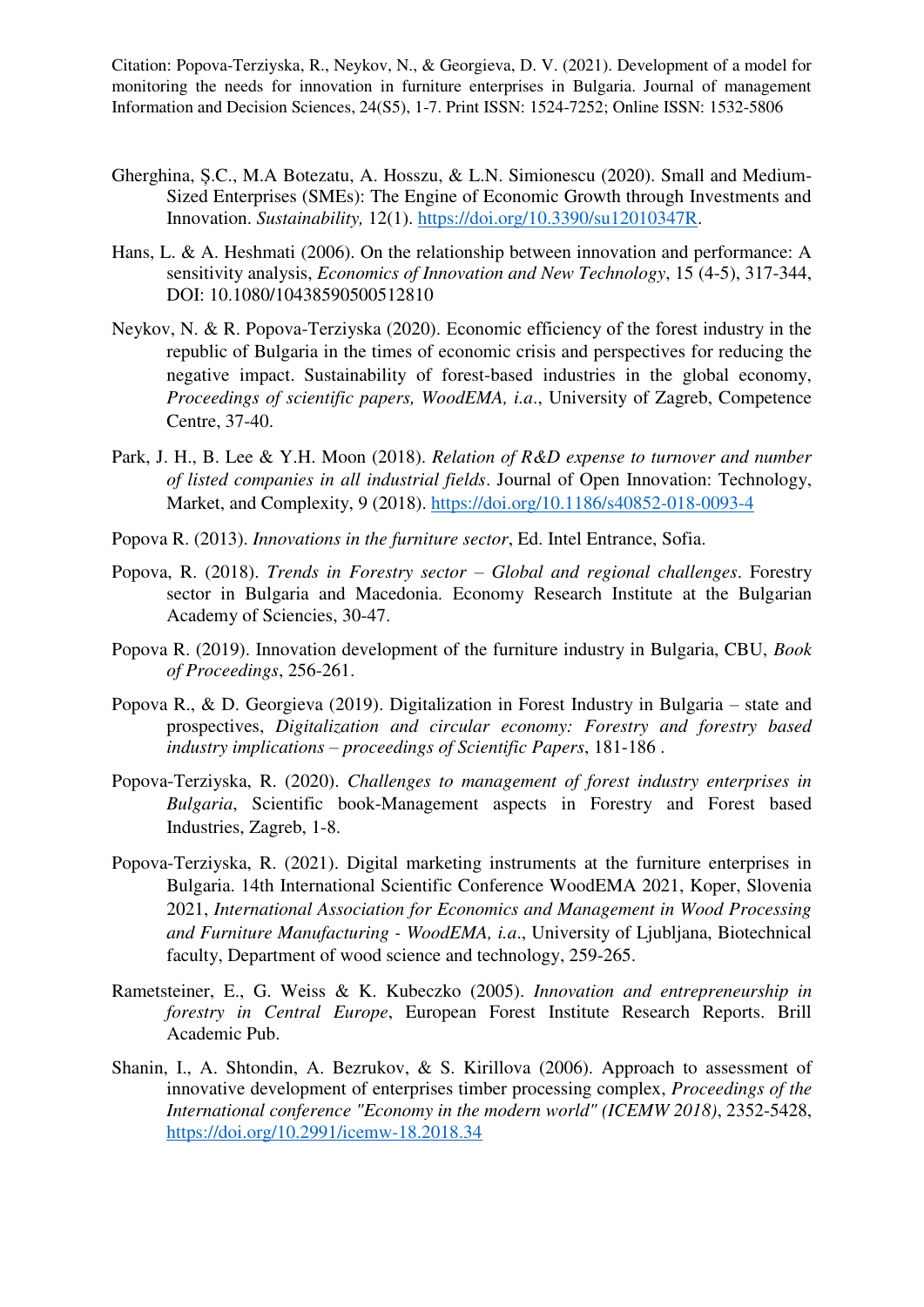Gherghina, Ș.C., M.A Botezatu, A. Hosszu, & L.N. Simionescu (2020). Small and Medium-Sized Enterprises (SMEs): The Engine of Economic Growth through Investments and Innovation. *Sustainability,* 12(1). https://doi.org/10.3390/su12010347R.

Hans, L. & A. Heshmati (2006). On the relationship between innovation and performance: A sensitivity analysis, *Economics of Innovation and New Technology*, 15 (4-5), 317-344, DOI: 10.1080/10438590500512810

Neykov, N. & R. Popova-Terziyska (2020). Economic efficiency of the forest industry in the republic of Bulgaria in the times of economic crisis and perspectives for reducing the negative impact. Sustainability of forest-based industries in the global economy, *Proceedings of scientific papers, WoodEMA, i.a*., University of Zagreb, Competence Centre, 37-40.

Park, J. H., B. Lee & Y.H. Moon (2018). *Relation of R&D expense to turnover and number of listed companies in all industrial fields*. Journal of Open Innovation: Technology, Market, and Complexity, 9 (2018). https://doi.org/10.1186/s40852-018-0093-4

Popova R. (2013). *Innovations in the furniture sector*, Ed. Intel Entrance, Sofia.

Popova, R. (2018). *Trends in Forestry sector – Global and regional challenges*. Forestry sector in Bulgaria and Macedonia. Economy Research Institute at the Bulgarian Academy of Sciencies, 30-47.

Popova R. (2019). Innovation development of the furniture industry in Bulgaria, CBU, *Book of Proceedings*, 256-261.

Popova R., & D. Georgieva (2019). Digitalization in Forest Industry in Bulgaria – state and prospectives, *Digitalization and circular economy: Forestry and forestry based industry implications – proceedings of Scientific Papers*, 181-186 .

Popova-Terziyska, R. (2020). *Challenges to management of forest industry enterprises in Bulgaria*, Scientific book-Management aspects in Forestry and Forest based Industries, Zagreb, 1-8.

Popova-Terziyska, R. (2021). Digital marketing instruments at the furniture enterprises in Bulgaria. 14th International Scientific Conference WoodEMA 2021, Koper, Slovenia 2021, *International Association for Economics and Management in Wood Processing and Furniture Manufacturing - WoodEMA, i.a*., University of Ljubljana, Biotechnical faculty, Department of wood science and technology, 259-265.

Rametsteiner, E., G. Weiss & K. Kubeczko (2005). *Innovation and entrepreneurship in forestry in Central Europe*, European Forest Institute Research Reports. Brill Academic Pub.

Shanin, I., A. Shtondin, A. Bezrukov, & S. Kirillova (2006). Approach to assessment of innovative development of enterprises timber processing complex, *Proceedings of the International conference "Economy in the modern world" (ICEMW 2018)*, 2352-5428, https://doi.org/10.2991/icemw-18.2018.34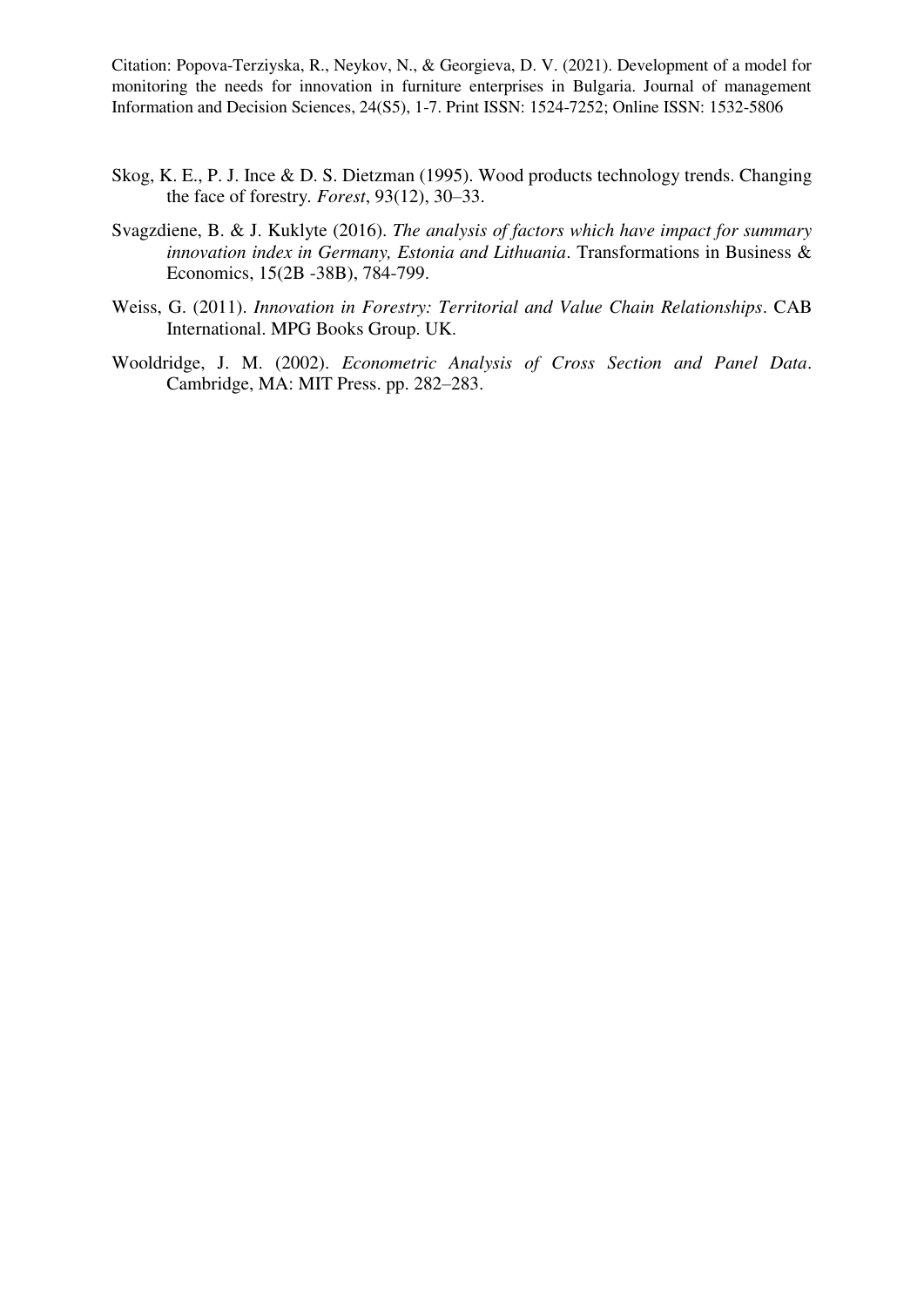Skog, K. E., P. J. Ince & D. S. Dietzman (1995). Wood products technology trends. Changing the face of forestry. *Forest*, 93(12), 30–33.

Svagzdiene, B. & J. Kuklyte (2016). *The analysis of factors which have impact for summary innovation index in Germany, Estonia and Lithuania*. Transformations in Business & Economics, 15(2B -38B), 784-799.

Weiss, G. (2011). *Innovation in Forestry: Territorial and Value Chain Relationships*. CAB International. MPG Books Group. UK.

Wooldridge, J. M. (2002). *Econometric Analysis of Cross Section and Panel Data*. Cambridge, MA: MIT Press. pp. 282–283.